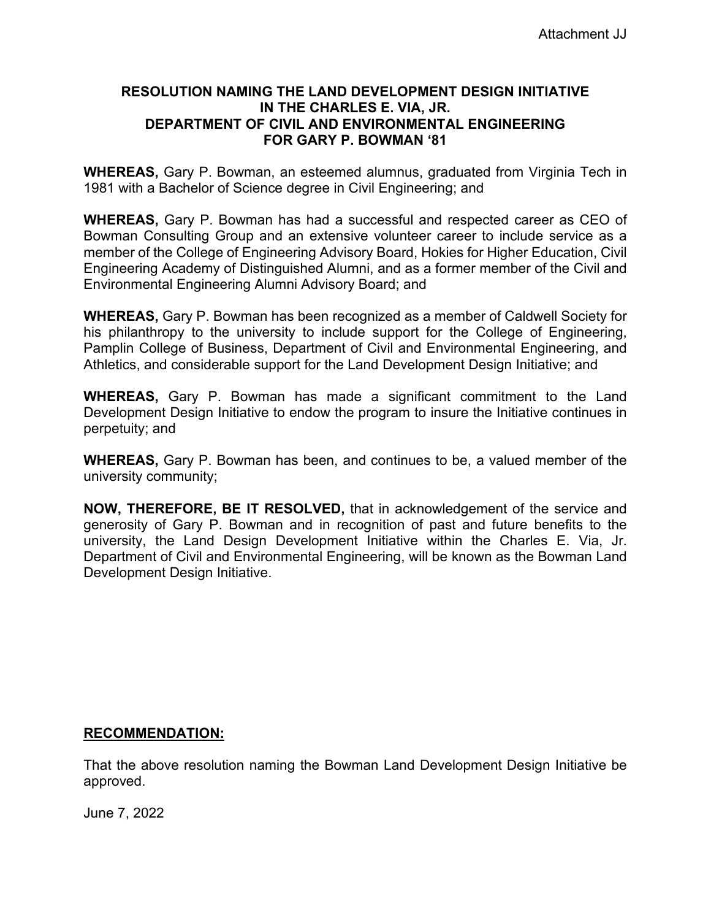Attachment JJ

# RESOLUTION NAMING THE LAND DEVELOPMENT DESIGN INITIATIVE IN THE CHARLES E. VIA, JR. DEPARTMENT OF CIVIL AND ENVIRONMENTAL ENGINEERING FOR GARY P. BOWMAN '81

**WHEREAS,** Gary P. Bowman, an esteemed alumnus, graduated from Virginia Tech in 1981 with a Bachelor of Science degree in Civil Engineering; and

**WHEREAS,** Gary P. Bowman has had a successful and respected career as CEO of Bowman Consulting Group and an extensive volunteer career to include service as a member of the College of Engineering Advisory Board, Hokies for Higher Education, Civil Engineering Academy of Distinguished Alumni, and as a former member of the Civil and Environmental Engineering Alumni Advisory Board; and

**WHEREAS,** Gary P. Bowman has been recognized as a member of Caldwell Society for his philanthropy to the university to include support for the College of Engineering, Pamplin College of Business, Department of Civil and Environmental Engineering, and Athletics, and considerable support for the Land Development Design Initiative; and

**WHEREAS,** Gary P. Bowman has made a significant commitment to the Land Development Design Initiative to endow the program to insure the Initiative continues in perpetuity; and

**WHEREAS,** Gary P. Bowman has been, and continues to be, a valued member of the university community;

**NOW, THEREFORE, BE IT RESOLVED,** that in acknowledgement of the service and generosity of Gary P. Bowman and in recognition of past and future benefits to the university, the Land Design Development Initiative within the Charles E. Via, Jr. Department of Civil and Environmental Engineering, will be known as the Bowman Land Development Design Initiative.

## RECOMMENDATION:

That the above resolution naming the Bowman Land Development Design Initiative be approved.

June 7, 2022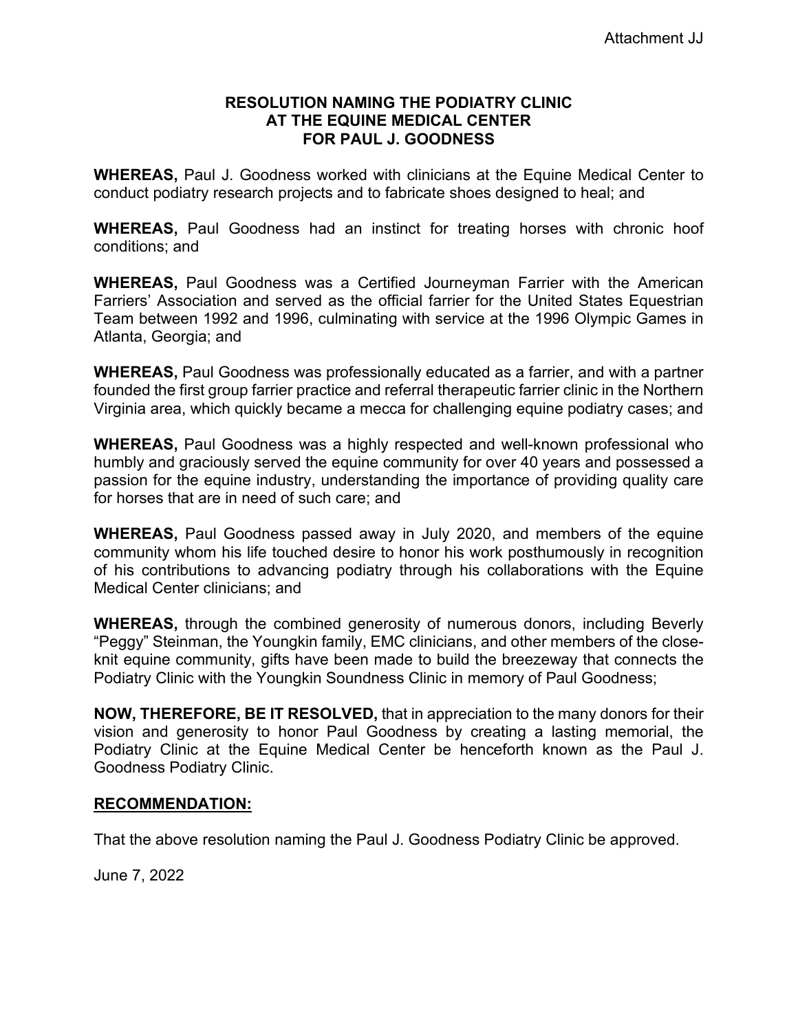Attachment JJ

# RESOLUTION NAMING THE PODIATRY CLINIC AT THE EQUINE MEDICAL CENTER FOR PAUL J. GOODNESS

**WHEREAS,** Paul J. Goodness worked with clinicians at the Equine Medical Center to conduct podiatry research projects and to fabricate shoes designed to heal; and

**WHEREAS,** Paul Goodness had an instinct for treating horses with chronic hoof conditions; and

**WHEREAS,** Paul Goodness was a Certified Journeyman Farrier with the American Farriers' Association and served as the official farrier for the United States Equestrian Team between 1992 and 1996, culminating with service at the 1996 Olympic Games in Atlanta, Georgia; and

**WHEREAS,** Paul Goodness was professionally educated as a farrier, and with a partner founded the first group farrier practice and referral therapeutic farrier clinic in the Northern Virginia area, which quickly became a mecca for challenging equine podiatry cases; and

**WHEREAS,** Paul Goodness was a highly respected and well-known professional who humbly and graciously served the equine community for over 40 years and possessed a passion for the equine industry, understanding the importance of providing quality care for horses that are in need of such care; and

**WHEREAS,** Paul Goodness passed away in July 2020, and members of the equine community whom his life touched desire to honor his work posthumously in recognition of his contributions to advancing podiatry through his collaborations with the Equine Medical Center clinicians; and

**WHEREAS,** through the combined generosity of numerous donors, including Beverly "Peggy" Steinman, the Youngkin family, EMC clinicians, and other members of the close-knit equine community, gifts have been made to build the breezeway that connects the Podiatry Clinic with the Youngkin Soundness Clinic in memory of Paul Goodness;

**NOW, THEREFORE, BE IT RESOLVED,** that in appreciation to the many donors for their vision and generosity to honor Paul Goodness by creating a lasting memorial, the Podiatry Clinic at the Equine Medical Center be henceforth known as the Paul J. Goodness Podiatry Clinic.

**RECOMMENDATION:**

That the above resolution naming the Paul J. Goodness Podiatry Clinic be approved.

June 7, 2022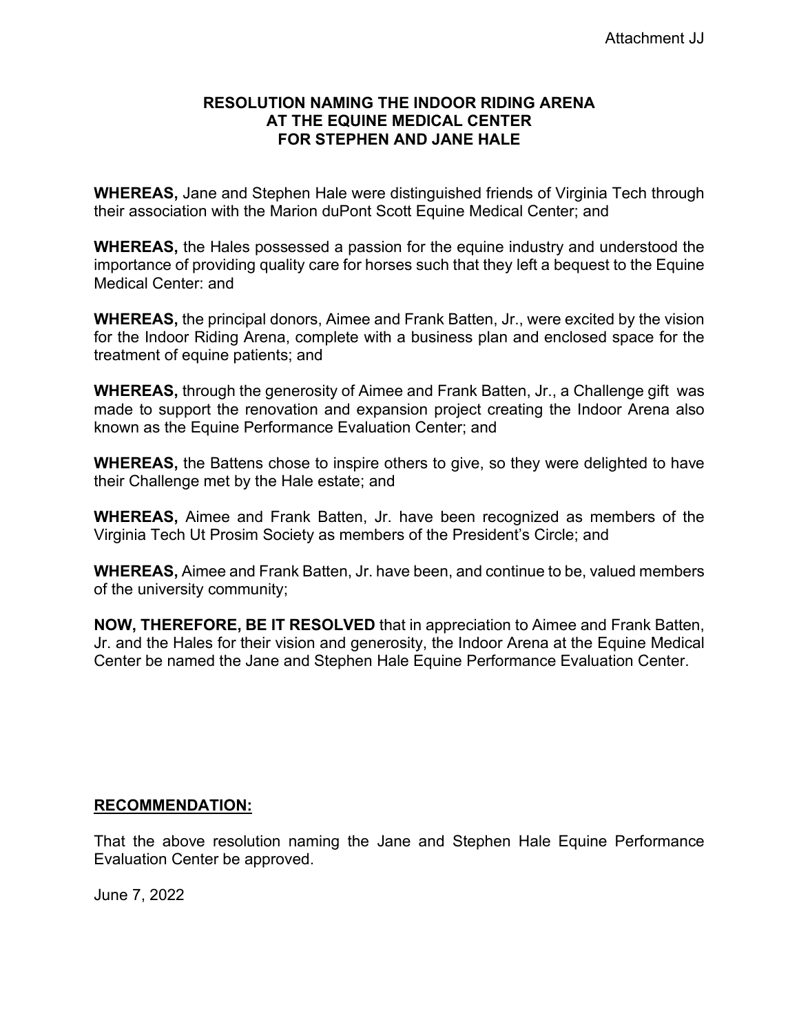Attachment JJ

# RESOLUTION NAMING THE INDOOR RIDING ARENA AT THE EQUINE MEDICAL CENTER FOR STEPHEN AND JANE HALE

**WHEREAS,** Jane and Stephen Hale were distinguished friends of Virginia Tech through their association with the Marion duPont Scott Equine Medical Center; and

**WHEREAS,** the Hales possessed a passion for the equine industry and understood the importance of providing quality care for horses such that they left a bequest to the Equine Medical Center: and

**WHEREAS,** the principal donors, Aimee and Frank Batten, Jr., were excited by the vision for the Indoor Riding Arena, complete with a business plan and enclosed space for the treatment of equine patients; and

**WHEREAS,** through the generosity of Aimee and Frank Batten, Jr., a Challenge gift was made to support the renovation and expansion project creating the Indoor Arena also known as the Equine Performance Evaluation Center; and

**WHEREAS,** the Battens chose to inspire others to give, so they were delighted to have their Challenge met by the Hale estate; and

**WHEREAS,** Aimee and Frank Batten, Jr. have been recognized as members of the Virginia Tech Ut Prosim Society as members of the President's Circle; and

**WHEREAS,** Aimee and Frank Batten, Jr. have been, and continue to be, valued members of the university community;

**NOW, THEREFORE, BE IT RESOLVED** that in appreciation to Aimee and Frank Batten, Jr. and the Hales for their vision and generosity, the Indoor Arena at the Equine Medical Center be named the Jane and Stephen Hale Equine Performance Evaluation Center.

**RECOMMENDATION:**

That the above resolution naming the Jane and Stephen Hale Equine Performance Evaluation Center be approved.

June 7, 2022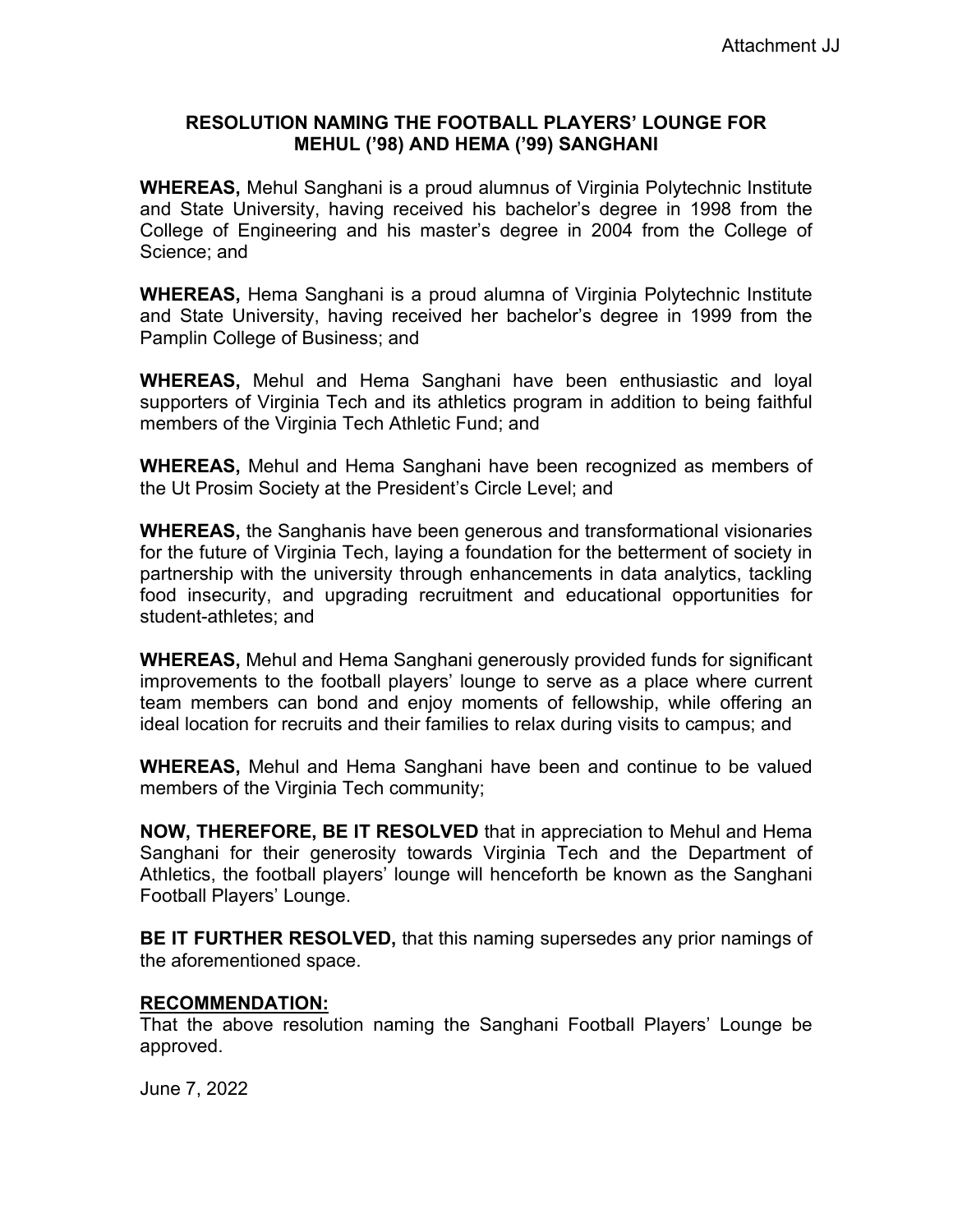Attachment JJ

# RESOLUTION NAMING THE FOOTBALL PLAYERS' LOUNGE FOR MEHUL ('98) AND HEMA ('99) SANGHANI

**WHEREAS,** Mehul Sanghani is a proud alumnus of Virginia Polytechnic Institute and State University, having received his bachelor's degree in 1998 from the College of Engineering and his master's degree in 2004 from the College of Science; and

**WHEREAS,** Hema Sanghani is a proud alumna of Virginia Polytechnic Institute and State University, having received her bachelor's degree in 1999 from the Pamplin College of Business; and

**WHEREAS,** Mehul and Hema Sanghani have been enthusiastic and loyal supporters of Virginia Tech and its athletics program in addition to being faithful members of the Virginia Tech Athletic Fund; and

**WHEREAS,** Mehul and Hema Sanghani have been recognized as members of the Ut Prosim Society at the President's Circle Level; and

**WHEREAS,** the Sanghanis have been generous and transformational visionaries for the future of Virginia Tech, laying a foundation for the betterment of society in partnership with the university through enhancements in data analytics, tackling food insecurity, and upgrading recruitment and educational opportunities for student-athletes; and

**WHEREAS,** Mehul and Hema Sanghani generously provided funds for significant improvements to the football players' lounge to serve as a place where current team members can bond and enjoy moments of fellowship, while offering an ideal location for recruits and their families to relax during visits to campus; and

**WHEREAS,** Mehul and Hema Sanghani have been and continue to be valued members of the Virginia Tech community;

**NOW, THEREFORE, BE IT RESOLVED** that in appreciation to Mehul and Hema Sanghani for their generosity towards Virginia Tech and the Department of Athletics, the football players' lounge will henceforth be known as the Sanghani Football Players' Lounge.

**BE IT FURTHER RESOLVED,** that this naming supersedes any prior namings of the aforementioned space.

**RECOMMENDATION:**

That the above resolution naming the Sanghani Football Players' Lounge be approved.

June 7, 2022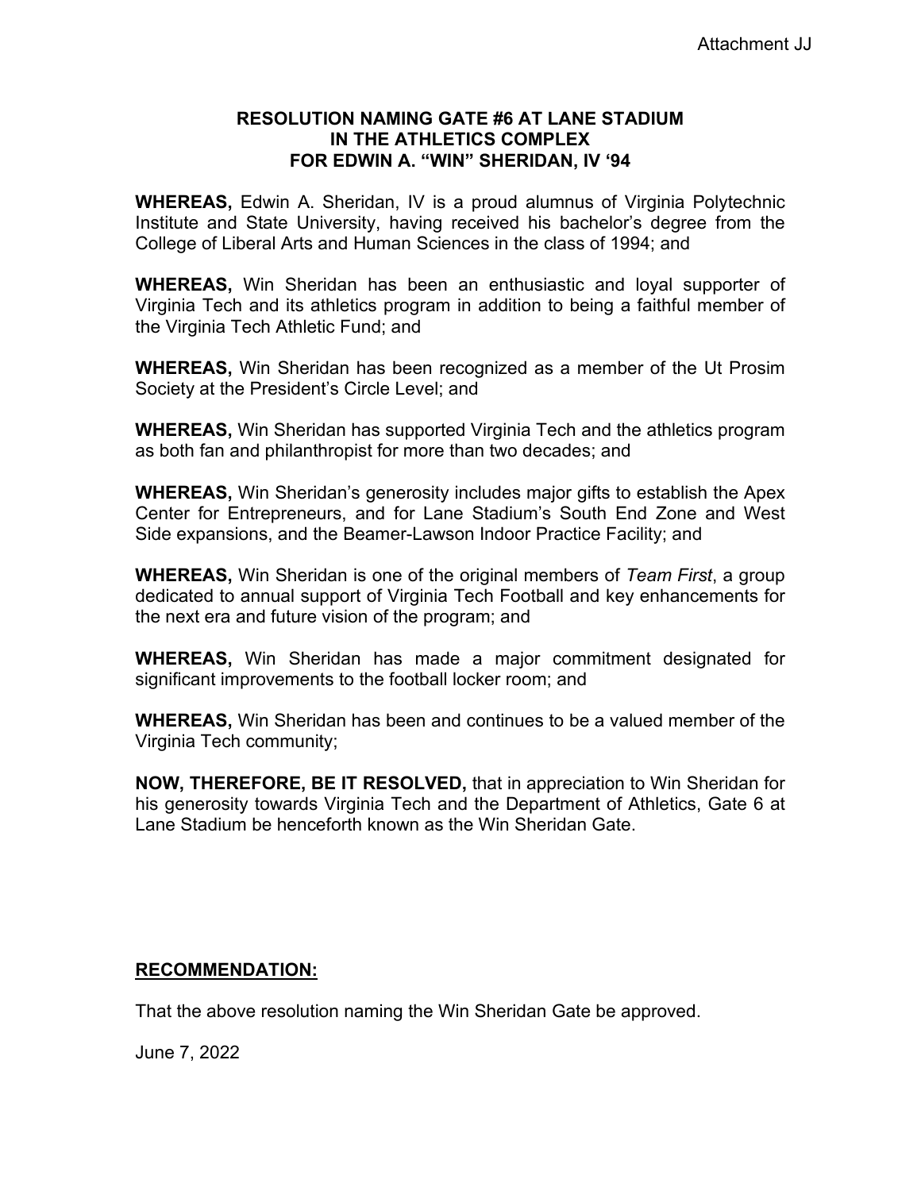Attachment JJ

# RESOLUTION NAMING GATE #6 AT LANE STADIUM IN THE ATHLETICS COMPLEX FOR EDWIN A. "WIN" SHERIDAN, IV '94

**WHEREAS,** Edwin A. Sheridan, IV is a proud alumnus of Virginia Polytechnic Institute and State University, having received his bachelor's degree from the College of Liberal Arts and Human Sciences in the class of 1994; and

**WHEREAS,** Win Sheridan has been an enthusiastic and loyal supporter of Virginia Tech and its athletics program in addition to being a faithful member of the Virginia Tech Athletic Fund; and

**WHEREAS,** Win Sheridan has been recognized as a member of the Ut Prosim Society at the President's Circle Level; and

**WHEREAS,** Win Sheridan has supported Virginia Tech and the athletics program as both fan and philanthropist for more than two decades; and

**WHEREAS,** Win Sheridan's generosity includes major gifts to establish the Apex Center for Entrepreneurs, and for Lane Stadium's South End Zone and West Side expansions, and the Beamer-Lawson Indoor Practice Facility; and

**WHEREAS,** Win Sheridan is one of the original members of *Team First*, a group dedicated to annual support of Virginia Tech Football and key enhancements for the next era and future vision of the program; and

**WHEREAS,** Win Sheridan has made a major commitment designated for significant improvements to the football locker room; and

**WHEREAS,** Win Sheridan has been and continues to be a valued member of the Virginia Tech community;

**NOW, THEREFORE, BE IT RESOLVED,** that in appreciation to Win Sheridan for his generosity towards Virginia Tech and the Department of Athletics, Gate 6 at Lane Stadium be henceforth known as the Win Sheridan Gate.

## RECOMMENDATION:

That the above resolution naming the Win Sheridan Gate be approved.

June 7, 2022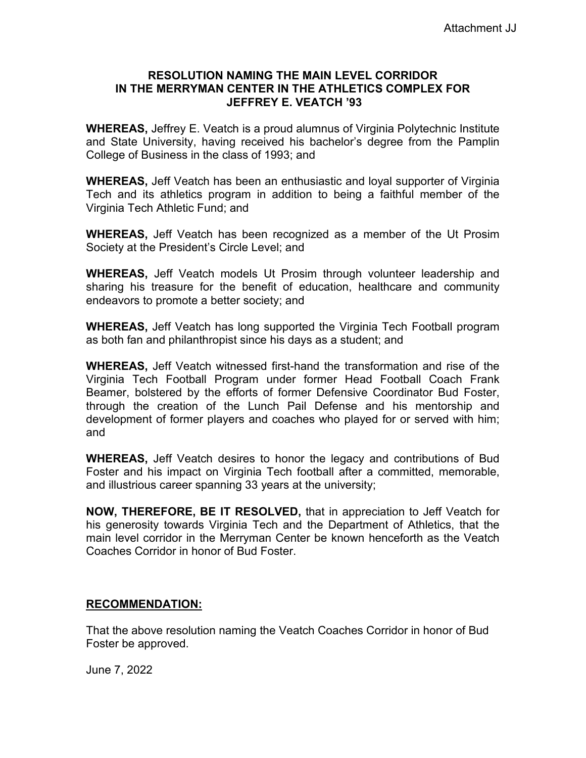Attachment JJ

# RESOLUTION NAMING THE MAIN LEVEL CORRIDOR IN THE MERRYMAN CENTER IN THE ATHLETICS COMPLEX FOR JEFFREY E. VEATCH ’93

**WHEREAS,** Jeffrey E. Veatch is a proud alumnus of Virginia Polytechnic Institute and State University, having received his bachelor’s degree from the Pamplin College of Business in the class of 1993; and

**WHEREAS,** Jeff Veatch has been an enthusiastic and loyal supporter of Virginia Tech and its athletics program in addition to being a faithful member of the Virginia Tech Athletic Fund; and

**WHEREAS,** Jeff Veatch has been recognized as a member of the Ut Prosim Society at the President’s Circle Level; and

**WHEREAS,** Jeff Veatch models Ut Prosim through volunteer leadership and sharing his treasure for the benefit of education, healthcare and community endeavors to promote a better society; and

**WHEREAS,** Jeff Veatch has long supported the Virginia Tech Football program as both fan and philanthropist since his days as a student; and

**WHEREAS,** Jeff Veatch witnessed first-hand the transformation and rise of the Virginia Tech Football Program under former Head Football Coach Frank Beamer, bolstered by the efforts of former Defensive Coordinator Bud Foster, through the creation of the Lunch Pail Defense and his mentorship and development of former players and coaches who played for or served with him; and

**WHEREAS,** Jeff Veatch desires to honor the legacy and contributions of Bud Foster and his impact on Virginia Tech football after a committed, memorable, and illustrious career spanning 33 years at the university;

**NOW, THEREFORE, BE IT RESOLVED,** that in appreciation to Jeff Veatch for his generosity towards Virginia Tech and the Department of Athletics, that the main level corridor in the Merryman Center be known henceforth as the Veatch Coaches Corridor in honor of Bud Foster.

**RECOMMENDATION:**

That the above resolution naming the Veatch Coaches Corridor in honor of Bud Foster be approved.

June 7, 2022